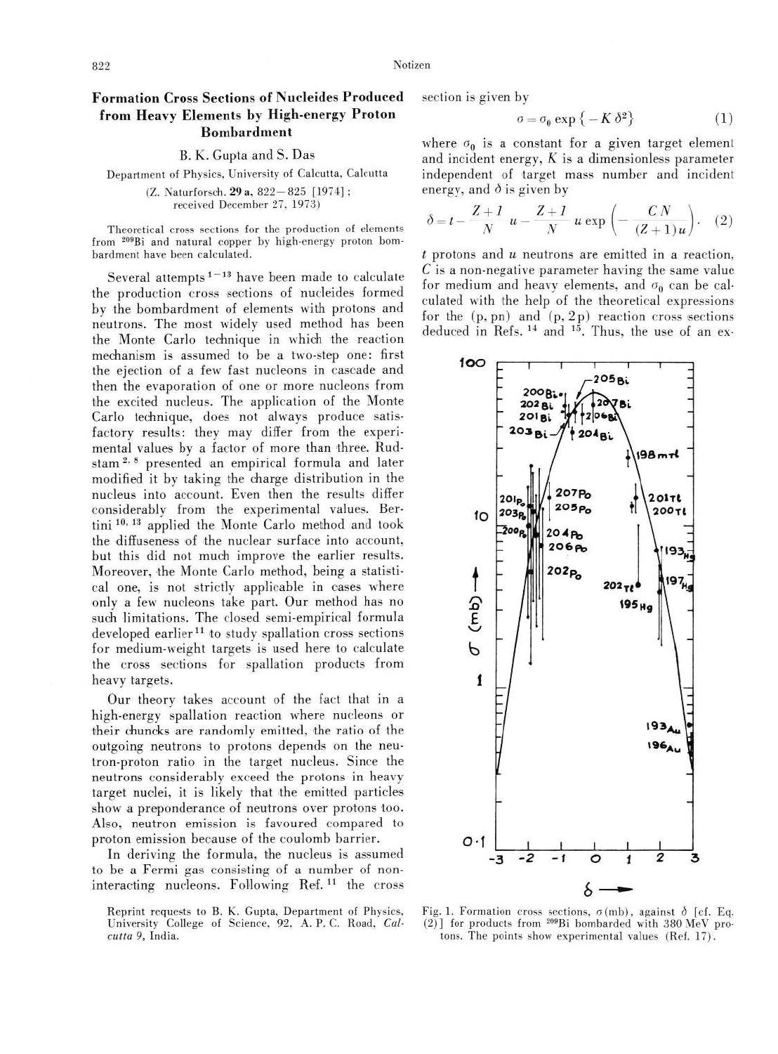# Formation Cross Sections of Nucleides Produced from Heavy Elements by High-energy Proton Bombardment

B. K. Gupta and S. Das

Department of Physics, University of Calcutta, Calcutta

(Z. Naturforsch. **29 a**, 822–825 [1974]; received December 27, 1973)

Theoretical cross sections for the production of elements from $^{209}$Bi and natural copper by high-energy proton bombardment have been calculated.

Several attempts [1–13] have been made to calculate the production cross sections of nucleides formed by the bombardment of elements with protons and neutrons. The most widely used method has been the Monte Carlo technique in which the reaction mechanism is assumed to be a two-step one: first the ejection of a few fast nucleons in cascade and then the evaporation of one or more nucleons from the excited nucleus. The application of the Monte Carlo technique, does not always produce satisfactory results: they may differ from the experimental values by a factor of more than three. Rudstam [2, 8] presented an empirical formula and later modified it by taking the charge distribution in the nucleus into account. Even then the results differ considerably from the experimental values. Bertini [10, 13] applied the Monte Carlo method and took the diffuseness of the nuclear surface into account, but this did not much improve the earlier results. Moreover, the Monte Carlo method, being a statistical one, is not strictly applicable in cases where only a few nucleons take part. Our method has no such limitations. The closed semi-empirical formula developed earlier [11] to study spallation cross sections for medium-weight targets is used here to calculate the cross sections for spallation products from heavy targets.

Our theory takes account of the fact that in a high-energy spallation reaction where nucleons or their chuncks are randomly emitted, the ratio of the outgoing neutrons to protons depends on the neutron-proton ratio in the target nucleus. Since the neutrons considerably exceed the protons in heavy target nuclei, it is likely that the emitted particles show a preponderance of neutrons over protons too. Also, neutron emission is favoured compared to proton emission because of the coulomb barrier.

In deriving the formula, the nucleus is assumed to be a Fermi gas consisting of a number of non-interacting nucleons. Following Ref. [11] the cross section is given by

$$\sigma = \sigma_0 \exp\{-K\,\delta^2\} \tag{1}$$

where $\sigma_0$ is a constant for a given target element and incident energy, $K$ is a dimensionless parameter independent of target mass number and incident energy, and $\delta$ is given by

$$\delta = t - \frac{Z+1}{N}\,u - \frac{Z+1}{N}\,u \exp\left(-\frac{C\,N}{(Z+1)\,u}\right). \tag{2}$$

$t$ protons and $u$ neutrons are emitted in a reaction, $C$ is a non-negative parameter having the same value for medium and heavy elements, and $\sigma_0$ can be calculated with the help of the theoretical expressions for the (p, pn) and (p, 2p) reaction cross sections deduced in Refs. [14] and [15]. Thus, the use of an ex-

Fig. 1. Formation cross sections, $\sigma$(mb), against $\delta$ [cf. Eq. (2)] for products from $^{209}$Bi bombarded with 380 MeV protons. The points show experimental values (Ref. 17).

Reprint requests to B. K. Gupta, Department of Physics, University College of Science, 92, A. P. C. Road, *Calcutta 9*, India.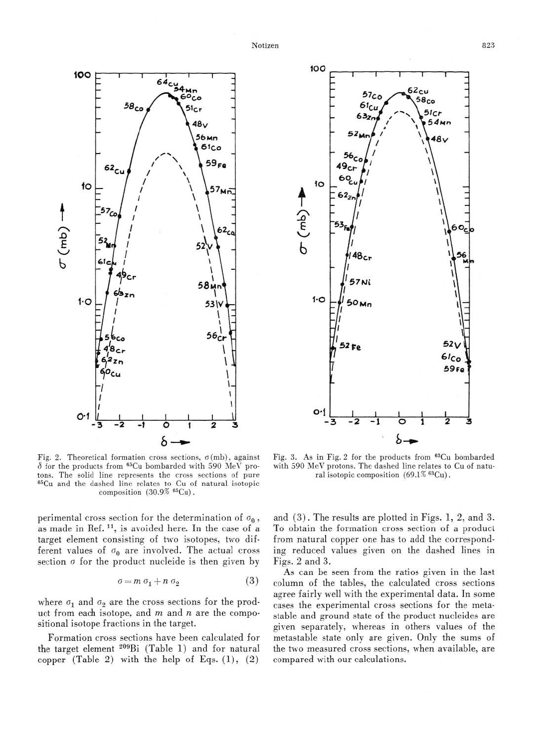Fig. 2. Theoretical formation cross sections, $\sigma$(mb), against $\delta$ for the products from $^{65}$Cu bombarded with 590 MeV protons. The solid line represents the cross sections of pure $^{65}$Cu and the dashed line relates to Cu of natural isotopic composition (30.9% $^{65}$Cu).

Fig. 3. As in Fig. 2 for the products from $^{63}$Cu bombarded with 590 MeV protons. The dashed line relates to Cu of natural isotopic composition (69.1% $^{63}$Cu).

perimental cross section for the determination of $\sigma_0$, as made in Ref. [11], is avoided here. In the case of a target element consisting of two isotopes, two different values of $\sigma_0$ are involved. The actual cross section $\sigma$ for the product nucleide is then given by

$$\sigma = m\,\sigma_1 + n\,\sigma_2 \tag{3}$$

where $\sigma_1$ and $\sigma_2$ are the cross sections for the product from each isotope, and $m$ and $n$ are the compositional isotope fractions in the target.

Formation cross sections have been calculated for the target element $^{209}$Bi (Table 1) and for natural copper (Table 2) with the help of Eqs. (1), (2) and (3). The results are plotted in Figs. 1, 2, and 3. To obtain the formation cross section of a product from natural copper one has to add the corresponding reduced values given on the dashed lines in Figs. 2 and 3.

As can be seen from the ratios given in the last column of the tables, the calculated cross sections agree fairly well with the experimental data. In some cases the experimental cross sections for the metastable and ground state of the product nucleides are given separately, whereas in others values of the metastable state only are given. Only the sums of the two measured cross sections, when available, are compared with our calculations.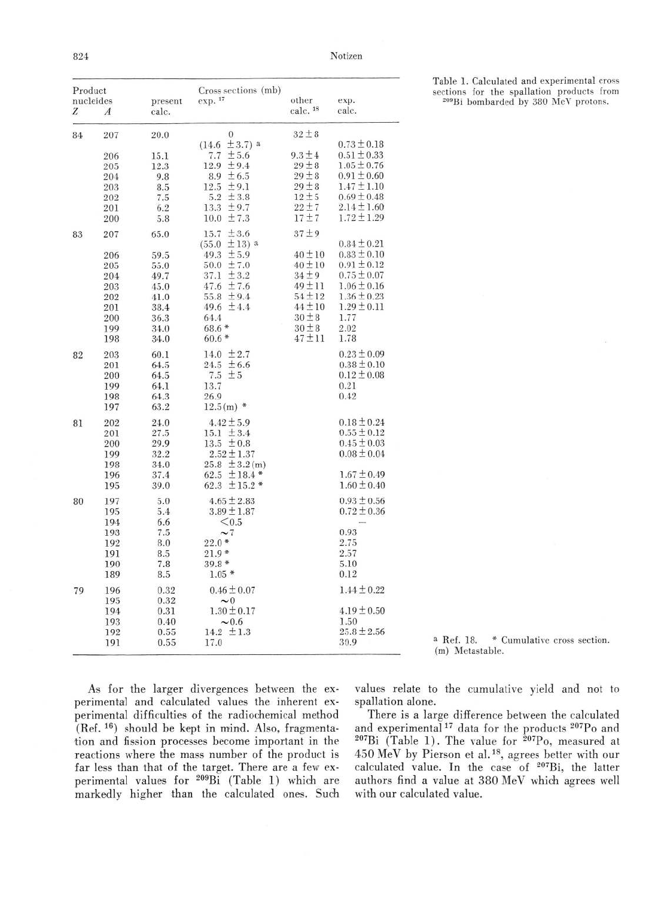Table 1. Calculated and experimental cross sections for the spallation products from $^{209}$Bi bombarded by 380 MeV protons.

| Product nucleides | | Cross sections (mb) | | | |
|---|---|---|---|---|---|
| Z | A | present calc. | exp. [17] | other calc. [18] | exp. calc. |
| 84 | 207 | 20.0 | 0 | 32 ± 8 | |
| | | | (14.6 ± 3.7) [a] | | 0.73 ± 0.18 |
| | 206 | 15.1 | 7.7 ± 5.6 | 9.3 ± 4 | 0.51 ± 0.33 |
| | 205 | 12.3 | 12.9 ± 9.4 | 29 ± 8 | 1.05 ± 0.76 |
| | 204 | 9.8 | 8.9 ± 6.5 | 29 ± 8 | 0.91 ± 0.60 |
| | 203 | 8.5 | 12.5 ± 9.1 | 29 ± 8 | 1.47 ± 1.10 |
| | 202 | 7.5 | 5.2 ± 3.8 | 12 ± 5 | 0.69 ± 0.48 |
| | 201 | 6.2 | 13.3 ± 9.7 | 22 ± 7 | 2.14 ± 1.60 |
| | 200 | 5.8 | 10.0 ± 7.3 | 17 ± 7 | 1.72 ± 1.29 |
| 83 | 207 | 65.0 | 15.7 ± 3.6 | 37 ± 9 | |
| | | | (55.0 ± 13) [a] | | 0.84 ± 0.21 |
| | 206 | 59.5 | 49.3 ± 5.9 | 40 ± 10 | 0.83 ± 0.10 |
| | 205 | 55.0 | 50.0 ± 7.0 | 40 ± 10 | 0.91 ± 0.12 |
| | 204 | 49.7 | 37.1 ± 3.2 | 34 ± 9 | 0.75 ± 0.07 |
| | 203 | 45.0 | 47.6 ± 7.6 | 49 ± 11 | 1.06 ± 0.16 |
| | 202 | 41.0 | 55.8 ± 9.4 | 54 ± 12 | 1.36 ± 0.23 |
| | 201 | 38.4 | 49.6 ± 4.4 | 44 ± 10 | 1.29 ± 0.11 |
| | 200 | 36.3 | 64.4 | 30 ± 8 | 1.77 |
| | 199 | 34.0 | 68.6 * | 30 ± 8 | 2.02 |
| | 198 | 34.0 | 60.6 * | 47 ± 11 | 1.78 |
| 82 | 203 | 60.1 | 14.0 ± 2.7 | | 0.23 ± 0.09 |
| | 201 | 64.5 | 24.5 ± 6.6 | | 0.38 ± 0.10 |
| | 200 | 64.5 | 7.5 ± 5 | | 0.12 ± 0.08 |
| | 199 | 64.1 | 13.7 | | 0.21 |
| | 198 | 64.3 | 26.9 | | 0.42 |
| | 197 | 63.2 | 12.5 (m) * | | |
| 81 | 202 | 24.0 | 4.42 ± 5.9 | | 0.18 ± 0.24 |
| | 201 | 27.5 | 15.1 ± 3.4 | | 0.55 ± 0.12 |
| | 200 | 29.9 | 13.5 ± 0.8 | | 0.45 ± 0.03 |
| | 199 | 32.2 | 2.52 ± 1.37 | | 0.08 ± 0.04 |
| | 198 | 34.0 | 25.8 ± 3.2 (m) | | |
| | 196 | 37.4 | 62.5 ± 18.4 * | | 1.67 ± 0.49 |
| | 195 | 39.0 | 62.3 ± 15.2 * | | 1.60 ± 0.40 |
| 80 | 197 | 5.0 | 4.65 ± 2.83 | | 0.93 ± 0.56 |
| | 195 | 5.4 | 3.89 ± 1.87 | | 0.72 ± 0.36 |
| | 194 | 6.6 | < 0.5 | | — |
| | 193 | 7.5 | ~ 7 | | 0.93 |
| | 192 | 8.0 | 22.0 * | | 2.75 |
| | 191 | 8.5 | 21.9 * | | 2.57 |
| | 190 | 7.8 | 39.8 * | | 5.10 |
| | 189 | 8.5 | 1.05 * | | 0.12 |
| 79 | 196 | 0.32 | 0.46 ± 0.07 | | 1.44 ± 0.22 |
| | 195 | 0.32 | ~ 0 | | |
| | 194 | 0.31 | 1.30 ± 0.17 | | 4.19 ± 0.50 |
| | 193 | 0.40 | ~ 0.6 | | 1.50 |
| | 192 | 0.55 | 14.2 ± 1.3 | | 25.8 ± 2.56 |
| | 191 | 0.55 | 17.0 | | 30.9 |

[a] Ref. 18. * Cumulative cross section. (m) Metastable.

As for the larger divergences between the experimental and calculated values the inherent experimental difficulties of the radiochemical method (Ref. [16]) should be kept in mind. Also, fragmentation and fission processes become important in the reactions where the mass number of the product is far less than that of the target. There are a few experimental values for $^{209}$Bi (Table 1) which are markedly higher than the calculated ones. Such values relate to the cumulative yield and not to spallation alone.

There is a large difference between the calculated and experimental [17] data for the products $^{207}$Po and $^{207}$Bi (Table 1). The value for $^{207}$Po, measured at 450 MeV by Pierson et al. [18], agrees better with our calculated value. In the case of $^{207}$Bi, the latter authors find a value at 380 MeV which agrees well with our calculated value.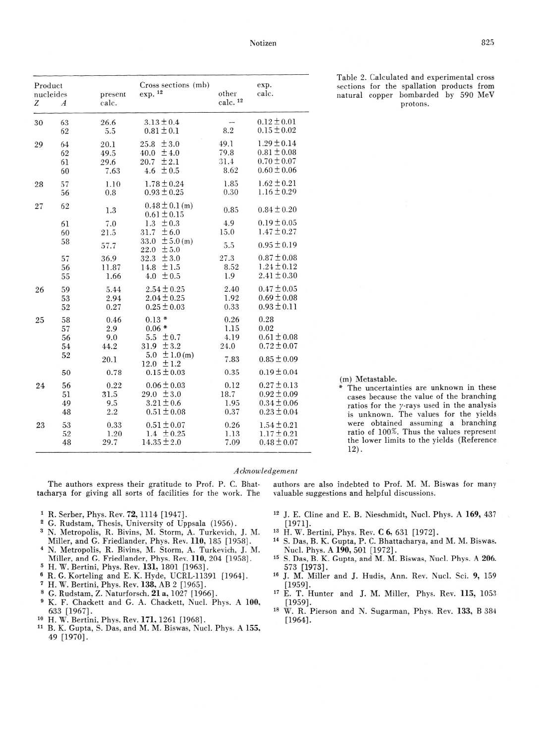| Product nucleides Z | A | present calc. | Cross sections (mb) exp. [12] | other calc. [12] | exp. calc. |
|---|---|---|---|---|---|
| 30 | 63 | 26.6 | 3.13 ± 0.4 | – | 0.12 ± 0.01 |
| | 62 | 5.5 | 0.81 ± 0.1 | 8.2 | 0.15 ± 0.02 |
| 29 | 64 | 20.1 | 25.8 ± 3.0 | 49.1 | 1.29 ± 0.14 |
| | 62 | 49.5 | 40.0 ± 4.0 | 79.8 | 0.81 ± 0.08 |
| | 61 | 29.6 | 20.7 ± 2.1 | 31.4 | 0.70 ± 0.07 |
| | 60 | 7.63 | 4.6 ± 0.5 | 8.62 | 0.60 ± 0.06 |
| 28 | 57 | 1.10 | 1.78 ± 0.24 | 1.85 | 1.62 ± 0.21 |
| | 56 | 0.8 | 0.93 ± 0.25 | 0.30 | 1.16 ± 0.29 |
| 27 | 62 | 1.3 | 0.48 ± 0.1 (m) 0.61 ± 0.15 | 0.85 | 0.84 ± 0.20 |
| | 61 | 7.0 | 1.3 ± 0.3 | 4.9 | 0.19 ± 0.05 |
| | 60 | 21.5 | 31.7 ± 6.0 | 15.0 | 1.47 ± 0.27 |
| | 58 | 57.7 | 33.0 ± 5.0 (m) 22.0 ± 5.0 | 5.5 | 0.95 ± 0.19 |
| | 57 | 36.9 | 32.3 ± 3.0 | 27.3 | 0.87 ± 0.08 |
| | 56 | 11.87 | 14.8 ± 1.5 | 8.52 | 1.24 ± 0.12 |
| | 55 | 1.66 | 4.0 ± 0.5 | 1.9 | 2.41 ± 0.30 |
| 26 | 59 | 5.44 | 2.54 ± 0.25 | 2.40 | 0.47 ± 0.05 |
| | 53 | 2.94 | 2.04 ± 0.25 | 1.92 | 0.69 ± 0.08 |
| | 52 | 0.27 | 0.25 ± 0.03 | 0.33 | 0.93 ± 0.11 |
| 25 | 58 | 0.46 | 0.13 * | 0.26 | 0.28 |
| | 57 | 2.9 | 0.06 * | 1.15 | 0.02 |
| | 56 | 9.0 | 5.5 ± 0.7 | 4.19 | 0.61 ± 0.08 |
| | 54 | 44.2 | 31.9 ± 3.2 | 24.0 | 0.72 ± 0.07 |
| | 52 | 20.1 | 5.0 ± 1.0 (m) 12.0 ± 1.2 | 7.83 | 0.85 ± 0.09 |
| | 50 | 0.78 | 0.15 ± 0.03 | 0.35 | 0.19 ± 0.04 |
| 24 | 56 | 0.22 | 0.06 ± 0.03 | 0.12 | 0.27 ± 0.13 |
| | 51 | 31.5 | 29.0 ± 3.0 | 18.7 | 0.92 ± 0.09 |
| | 49 | 9.5 | 3.21 ± 0.6 | 1.95 | 0.34 ± 0.06 |
| | 48 | 2.2 | 0.51 ± 0.08 | 0.37 | 0.23 ± 0.04 |
| 23 | 53 | 0.33 | 0.51 ± 0.07 | 0.26 | 1.54 ± 0.21 |
| | 52 | 1.20 | 1.4 ± 0.25 | 1.13 | 1.17 ± 0.21 |
| | 48 | 29.7 | 14.35 ± 2.0 | 7.09 | 0.48 ± 0.07 |

Table 2. Calculated and experimental cross sections for the spallation products from natural copper bombarded by 590 MeV protons.

(m) Metastable.

\* The uncertainties are unknown in these cases because the value of the branching ratios for the $\gamma$-rays used in the analysis is unknown. The values for the yields were obtained assuming a branching ratio of 100%. Thus the values represent the lower limits to the yields (Reference 12).

*Acknowledgement*

The authors express their gratitude to Prof. P. C. Bhattacharya for giving all sorts of facilities for the work. The authors are also indebted to Prof. M. M. Biswas for many valuable suggestions and helpful discussions.

[1] R. Serber, Phys. Rev. **72**, 1114 [1947].

[2] G. Rudstam, Thesis, University of Uppsala (1956).

[3] N. Metropolis, R. Bivins, M. Storm, A. Turkevich, J. M. Miller, and G. Friedlander, Phys. Rev. **110**, 185 [1958].

[4] N. Metropolis, R. Bivins, M. Storm, A. Turkevich, J. M. Miller, and G. Friedlander, Phys. Rev. **110**, 204 [1958].

[5] H. W. Bertini, Phys. Rev. **131**, 1801 [1963].

[6] R. G. Korteling and E. K. Hyde, UCRL-11391 [1964].

[7] H. W. Bertini, Phys. Rev. **138**, AB 2 [1965].

[8] G. Rudstam, Z. Naturforsch. **21 a**, 1027 [1966].

[9] K. F. Chackett and G. A. Chackett, Nucl. Phys. A **100**, 633 [1967].

[10] H. W. Bertini, Phys. Rev. **171**, 1261 [1968].

[11] B. K. Gupta, S. Das, and M. M. Biswas, Nucl. Phys. A **155**, 49 [1970].

[12] J. E. Cline and E. B. Nieschmidt, Nucl. Phys. A **169**, 437 [1971].

[13] H. W. Bertini, Phys. Rev. **C 6**, 631 [1972].

[14] S. Das, B. K. Gupta, P. C. Bhattacharya, and M. M. Biswas. Nucl. Phys. A **190**, 501 [1972].

[15] S. Das, B. K. Gupta, and M. M. Biswas, Nucl. Phys. A **206**. 573 [1973].

[16] J. M. Miller and J. Hudis, Ann. Rev. Nucl. Sci. **9**, 159 [1959].

[17] E. T. Hunter and J. M. Miller, Phys. Rev. **115**, 1053 [1959].

[18] W. R. Pierson and N. Sugarman, Phys. Rev. **133**, B 384 [1964].